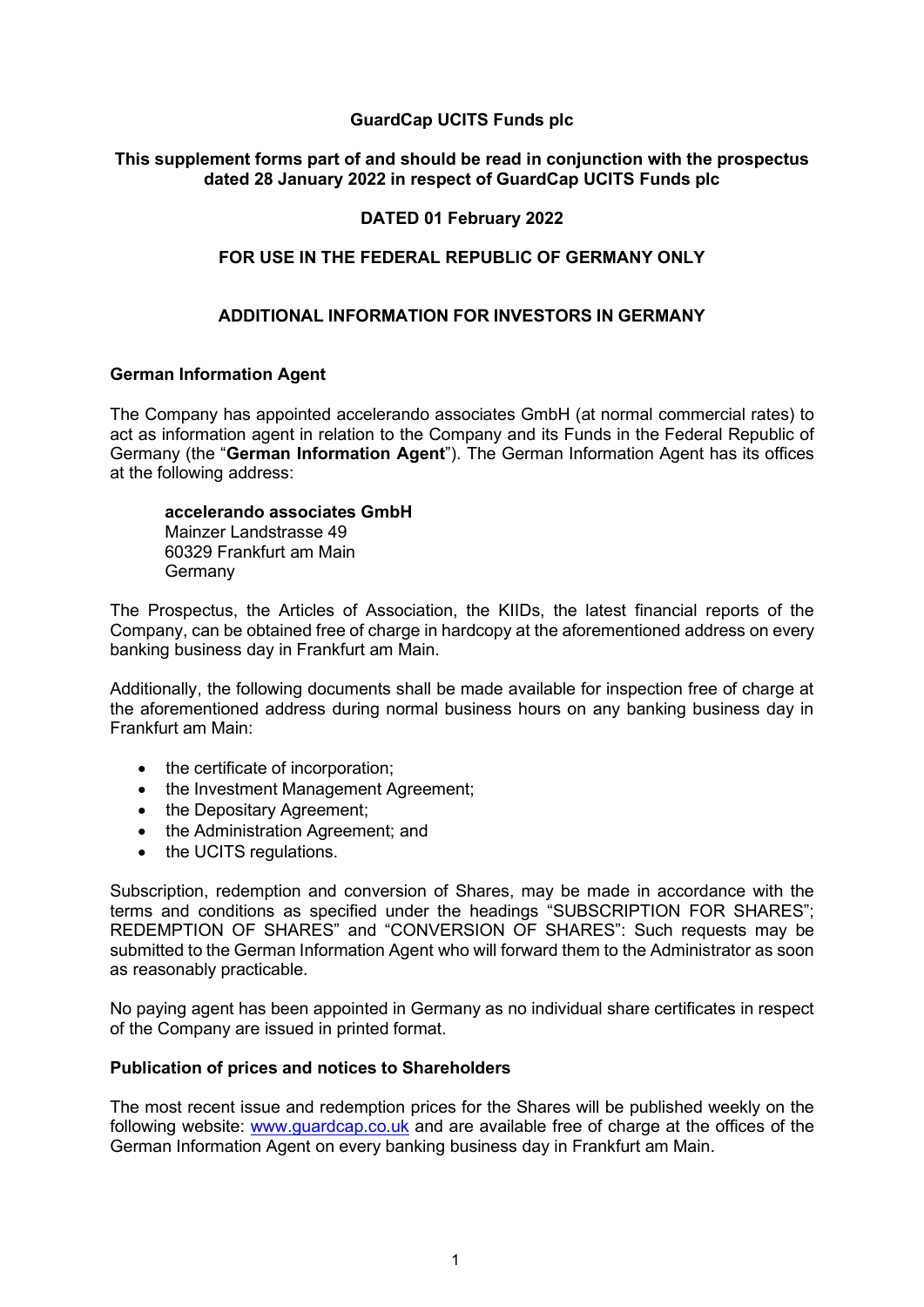**GuardCap UCITS Funds plc**

**This supplement forms part of and should be read in conjunction with the prospectus dated 28 January 2022 in respect of GuardCap UCITS Funds plc**

**DATED 01 February 2022**

**FOR USE IN THE FEDERAL REPUBLIC OF GERMANY ONLY**

# ADDITIONAL INFORMATION FOR INVESTORS IN GERMANY

## German Information Agent

The Company has appointed accelerando associates GmbH (at normal commercial rates) to act as information agent in relation to the Company and its Funds in the Federal Republic of Germany (the "**German Information Agent**"). The German Information Agent has its offices at the following address:

> **accelerando associates GmbH**
> Mainzer Landstrasse 49
> 60329 Frankfurt am Main
> Germany

The Prospectus, the Articles of Association, the KIIDs, the latest financial reports of the Company, can be obtained free of charge in hardcopy at the aforementioned address on every banking business day in Frankfurt am Main.

Additionally, the following documents shall be made available for inspection free of charge at the aforementioned address during normal business hours on any banking business day in Frankfurt am Main:

- the certificate of incorporation;
- the Investment Management Agreement;
- the Depositary Agreement;
- the Administration Agreement; and
- the UCITS regulations.

Subscription, redemption and conversion of Shares, may be made in accordance with the terms and conditions as specified under the headings "SUBSCRIPTION FOR SHARES"; REDEMPTION OF SHARES" and "CONVERSION OF SHARES": Such requests may be submitted to the German Information Agent who will forward them to the Administrator as soon as reasonably practicable.

No paying agent has been appointed in Germany as no individual share certificates in respect of the Company are issued in printed format.

## Publication of prices and notices to Shareholders

The most recent issue and redemption prices for the Shares will be published weekly on the following website: www.guardcap.co.uk and are available free of charge at the offices of the German Information Agent on every banking business day in Frankfurt am Main.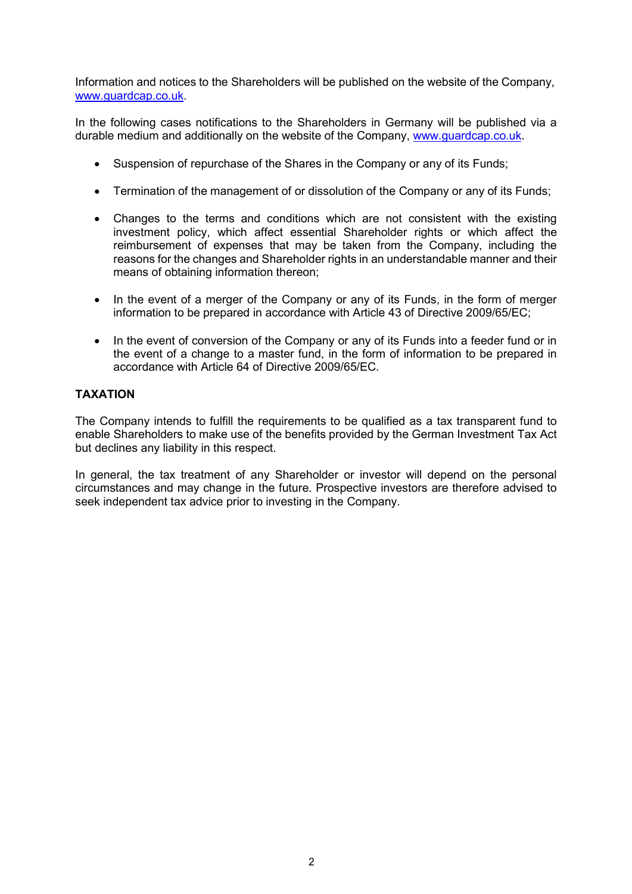Information and notices to the Shareholders will be published on the website of the Company, www.guardcap.co.uk.

In the following cases notifications to the Shareholders in Germany will be published via a durable medium and additionally on the website of the Company, www.guardcap.co.uk.

- Suspension of repurchase of the Shares in the Company or any of its Funds;
- Termination of the management of or dissolution of the Company or any of its Funds;
- Changes to the terms and conditions which are not consistent with the existing investment policy, which affect essential Shareholder rights or which affect the reimbursement of expenses that may be taken from the Company, including the reasons for the changes and Shareholder rights in an understandable manner and their means of obtaining information thereon;
- In the event of a merger of the Company or any of its Funds, in the form of merger information to be prepared in accordance with Article 43 of Directive 2009/65/EC;
- In the event of conversion of the Company or any of its Funds into a feeder fund or in the event of a change to a master fund, in the form of information to be prepared in accordance with Article 64 of Directive 2009/65/EC.

## TAXATION

The Company intends to fulfill the requirements to be qualified as a tax transparent fund to enable Shareholders to make use of the benefits provided by the German Investment Tax Act but declines any liability in this respect.

In general, the tax treatment of any Shareholder or investor will depend on the personal circumstances and may change in the future. Prospective investors are therefore advised to seek independent tax advice prior to investing in the Company.